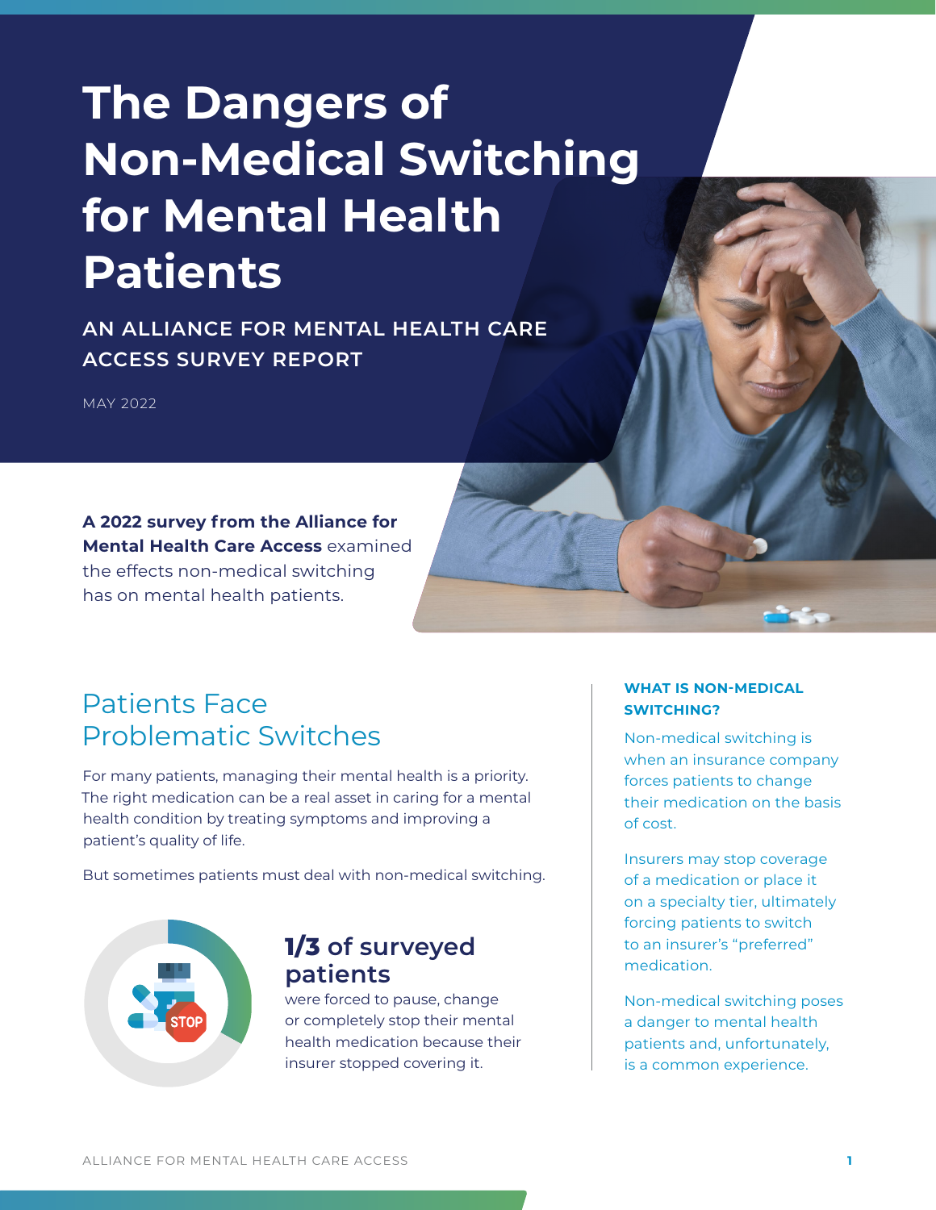# The Dangers of Non-Medical Switching for Mental Health Patients

## AN ALLIANCE FOR MENTAL HEALTH CARE ACCESS SURVEY REPORT

MAY 2022

**A 2022 survey from the Alliance for Mental Health Care Access** examined the effects non-medical switching has on mental health patients.

## Patients Face Problematic Switches

For many patients, managing their mental health is a priority. The right medication can be a real asset in caring for a mental health condition by treating symptoms and improving a patient's quality of life.

But sometimes patients must deal with non-medical switching.

### 1/3 of surveyed patients

were forced to pause, change or completely stop their mental health medication because their insurer stopped covering it.

### WHAT IS NON-MEDICAL SWITCHING?

Non-medical switching is when an insurance company forces patients to change their medication on the basis of cost.

Insurers may stop coverage of a medication or place it on a specialty tier, ultimately forcing patients to switch to an insurer's "preferred" medication.

Non-medical switching poses a danger to mental health patients and, unfortunately, is a common experience.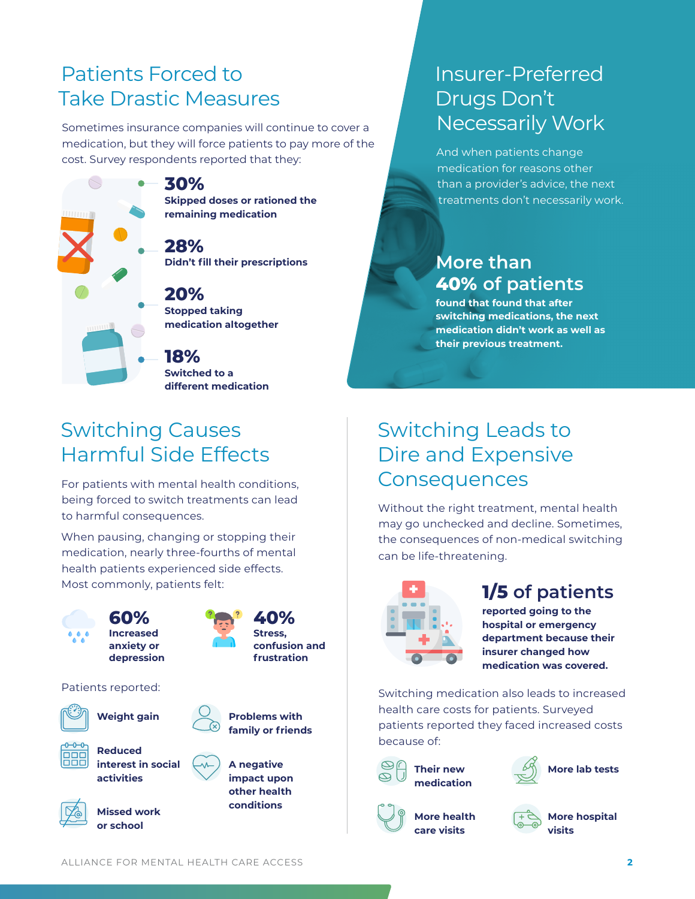## Patients Forced to Take Drastic Measures

Sometimes insurance companies will continue to cover a medication, but they will force patients to pay more of the cost. Survey respondents reported that they:

**30%**
**Skipped doses or rationed the remaining medication**

**28%**
**Didn't fill their prescriptions**

**20%**
**Stopped taking medication altogether**

**18%**
**Switched to a different medication**

## Insurer-Preferred Drugs Don't Necessarily Work

And when patients change medication for reasons other than a provider's advice, the next treatments don't necessarily work.

**More than 40% of patients**
**found that found that after switching medications, the next medication didn't work as well as their previous treatment.**

## Switching Causes Harmful Side Effects

For patients with mental health conditions, being forced to switch treatments can lead to harmful consequences.

When pausing, changing or stopping their medication, nearly three-fourths of mental health patients experienced side effects. Most commonly, patients felt:

**60%**
**Increased anxiety or depression**

**40%**
**Stress, confusion and frustration**

Patients reported:

- **Weight gain**
- **Problems with family or friends**
- **Reduced interest in social activities**
- **A negative impact upon other health conditions**
- **Missed work or school**

## Switching Leads to Dire and Expensive Consequences

Without the right treatment, mental health may go unchecked and decline. Sometimes, the consequences of non-medical switching can be life-threatening.

**1/5 of patients**
**reported going to the hospital or emergency department because their insurer changed how medication was covered.**

Switching medication also leads to increased health care costs for patients. Surveyed patients reported they faced increased costs because of:

- **Their new medication**
- **More lab tests**
- **More health care visits**
- **More hospital visits**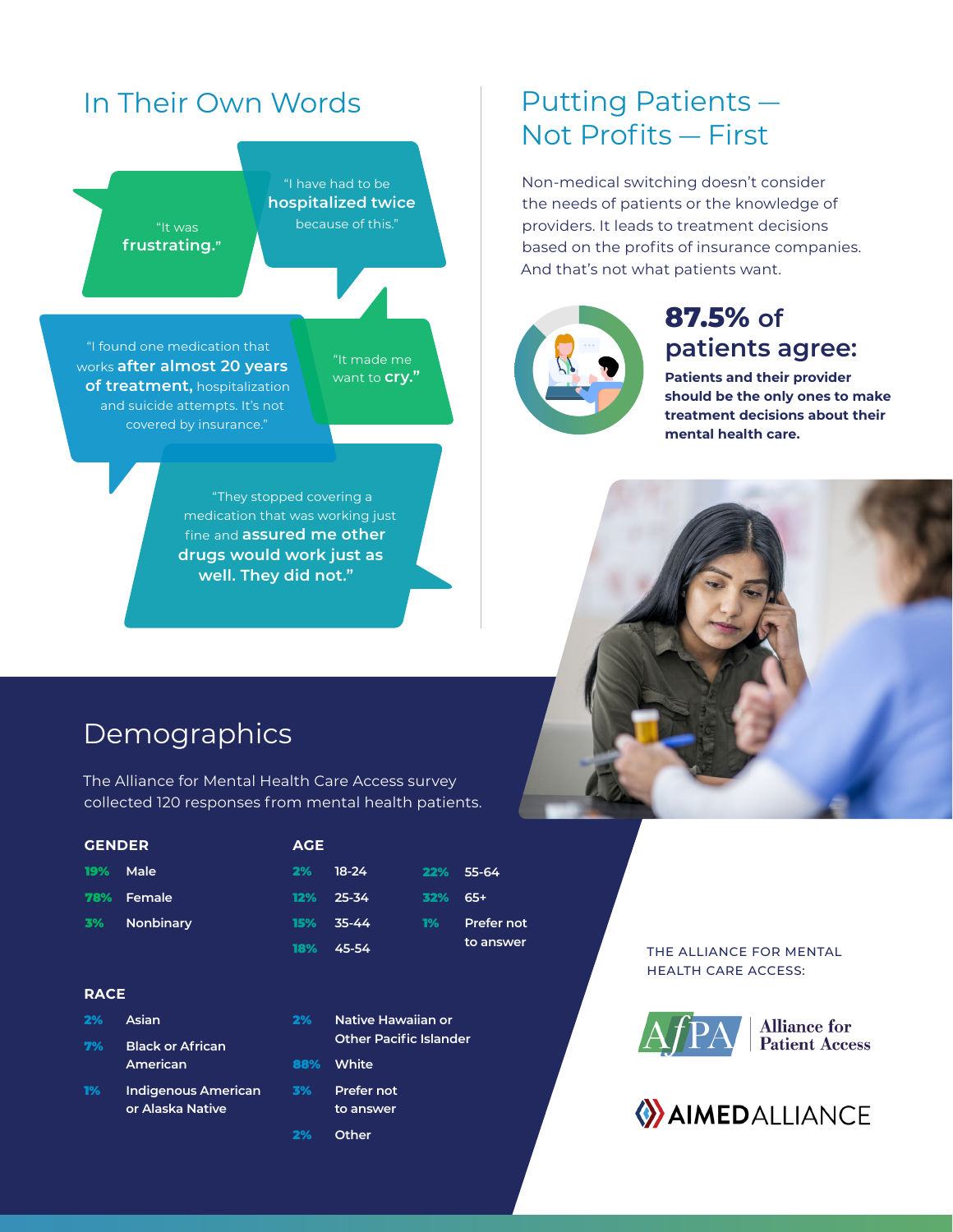## In Their Own Words

"It was **frustrating.**"

"I have had to be **hospitalized twice** because of this."

"I found one medication that works **after almost 20 years of treatment,** hospitalization and suicide attempts. It's not covered by insurance."

"It made me want to **cry.**"

"They stopped covering a medication that was working just fine and **assured me other drugs would work just as well. They did not.**"

## Putting Patients — Not Profits — First

Non-medical switching doesn't consider the needs of patients or the knowledge of providers. It leads to treatment decisions based on the profits of insurance companies. And that's not what patients want.

**87.5%** of patients agree:

**Patients and their provider should be the only ones to make treatment decisions about their mental health care.**

## Demographics

The Alliance for Mental Health Care Access survey collected 120 responses from mental health patients.

**GENDER**

| | |
|---|---|
| 19% | Male |
| 78% | Female |
| 3% | Nonbinary |

**AGE**

| | |
|---|---|
| 2% | 18-24 |
| 12% | 25-34 |
| 15% | 35-44 |
| 18% | 45-54 |
| 22% | 55-64 |
| 32% | 65+ |
| 1% | Prefer not to answer |

**RACE**

| | |
|---|---|
| 2% | Asian |
| 7% | Black or African American |
| 1% | Indigenous American or Alaska Native |
| 2% | Native Hawaiian or Other Pacific Islander |
| 88% | White |
| 3% | Prefer not to answer |
| 2% | Other |

THE ALLIANCE FOR MENTAL HEALTH CARE ACCESS:

AfPA Alliance for Patient Access

AIMED ALLIANCE